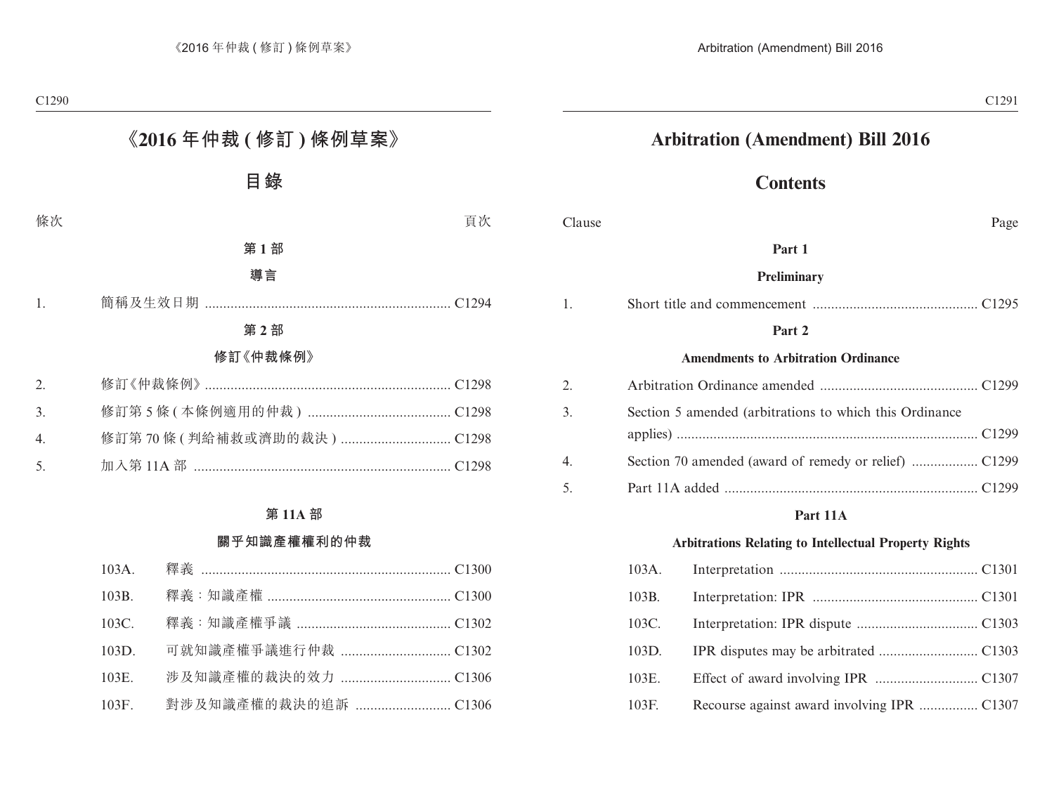# 《2016 年仲裁 ( 修訂 ) 條例草案》

## 目錄

條次 頁次

### 第 1 部

### 導言

1. 簡稱及生效日期 .................................................................. C1294

### 第 2 部

### 修訂《仲裁條例》

2. 修訂《仲裁條例》.................................................................. C1298
3. 修訂第 5 條 ( 本條例適用的仲裁 ) ....................................... C1298
4. 修訂第 70 條 ( 判給補救或濟助的裁決 ) .............................. C1298
5. 加入第 11A 部 ...................................................................... C1298

### 第 11A 部

### 關乎知識產權權利的仲裁

103A. 釋義 .................................................................... C1300
103B. 釋義：知識產權 .................................................. C1300
103C. 釋義：知識產權爭議 .......................................... C1302
103D. 可就知識產權爭議進行仲裁 .............................. C1302
103E. 涉及知識產權的裁決的效力 .............................. C1306
103F. 對涉及知識產權的裁決的追訴 .......................... C1306

# Arbitration (Amendment) Bill 2016

## Contents

Clause Page

### Part 1

### Preliminary

1. Short title and commencement ............................................. C1295

### Part 2

### Amendments to Arbitration Ordinance

2. Arbitration Ordinance amended ........................................... C1299
3. Section 5 amended (arbitrations to which this Ordinance applies) ................................................................................. C1299
4. Section 70 amended (award of remedy or relief) .................. C1299
5. Part 11A added ..................................................................... C1299

### Part 11A

### Arbitrations Relating to Intellectual Property Rights

103A. Interpretation ...................................................... C1301
103B. Interpretation: IPR ............................................. C1301
103C. Interpretation: IPR dispute ................................. C1303
103D. IPR disputes may be arbitrated ........................... C1303
103E. Effect of award involving IPR ............................ C1307
103F. Recourse against award involving IPR ................ C1307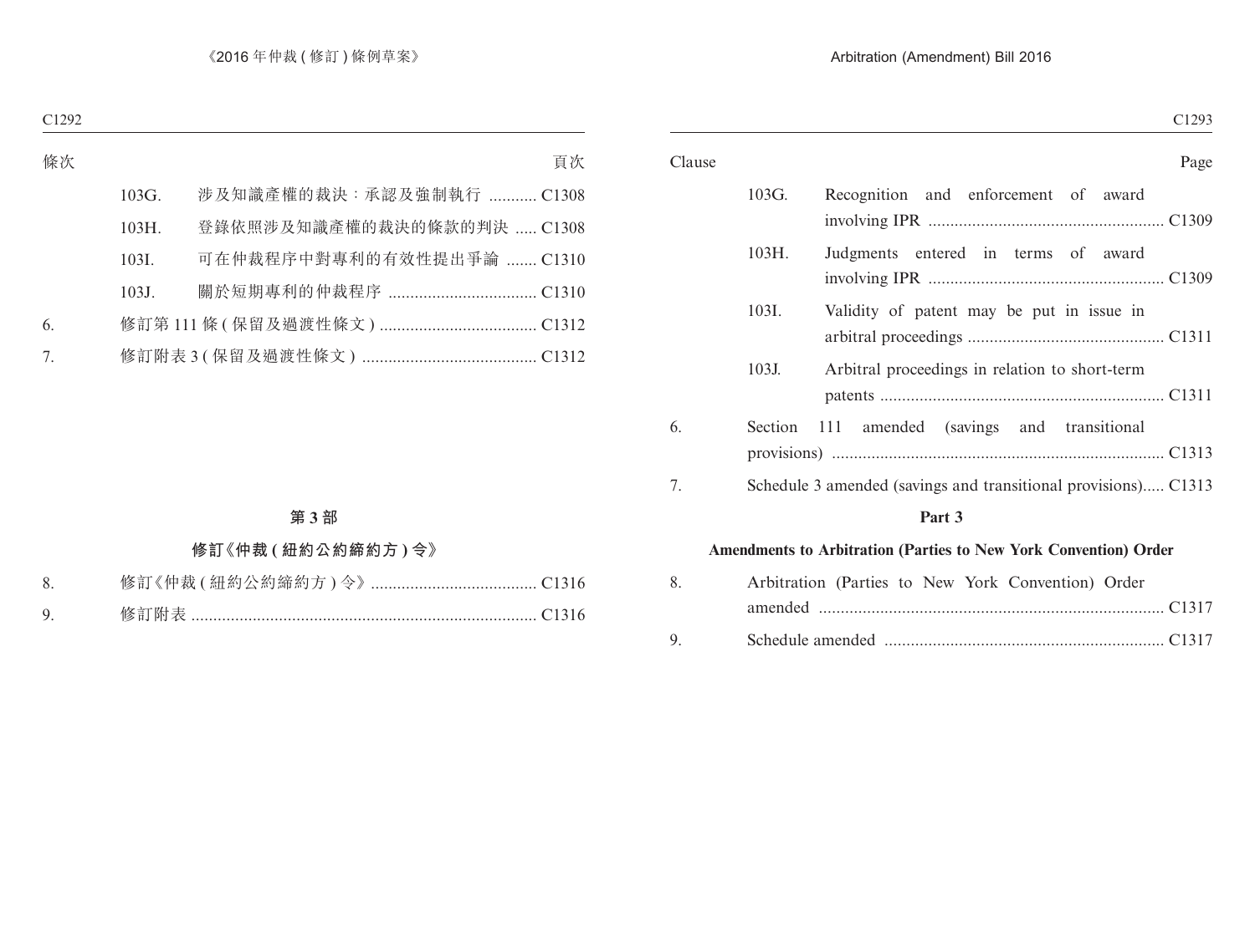條次 頁次

| | | |
|---|---|---|
| 103G. | 涉及知識產權的裁決：承認及強制執行 | C1308 |
| 103H. | 登錄依照涉及知識產權的裁決的條款的判決 | C1308 |
| 103I. | 可在仲裁程序中對專利的有效性提出爭論 | C1310 |
| 103J. | 關於短期專利的仲裁程序 | C1310 |
| 6. | 修訂第 111 條 ( 保留及過渡性條文 ) | C1312 |
| 7. | 修訂附表 3 ( 保留及過渡性條文 ) | C1312 |

## 第 3 部

## 修訂《仲裁 ( 紐約公約締約方 ) 令》

| | | |
|---|---|---|
| 8. | 修訂《仲裁 ( 紐約公約締約方 ) 令》 | C1316 |
| 9. | 修訂附表 | C1316 |

Clause Page

| | | |
|---|---|---|
| 103G. | Recognition and enforcement of award involving IPR | C1309 |
| 103H. | Judgments entered in terms of award involving IPR | C1309 |
| 103I. | Validity of patent may be put in issue in arbitral proceedings | C1311 |
| 103J. | Arbitral proceedings in relation to short-term patents | C1311 |
| 6. | Section 111 amended (savings and transitional provisions) | C1313 |
| 7. | Schedule 3 amended (savings and transitional provisions) | C1313 |

## Part 3

## Amendments to Arbitration (Parties to New York Convention) Order

| | | |
|---|---|---|
| 8. | Arbitration (Parties to New York Convention) Order amended | C1317 |
| 9. | Schedule amended | C1317 |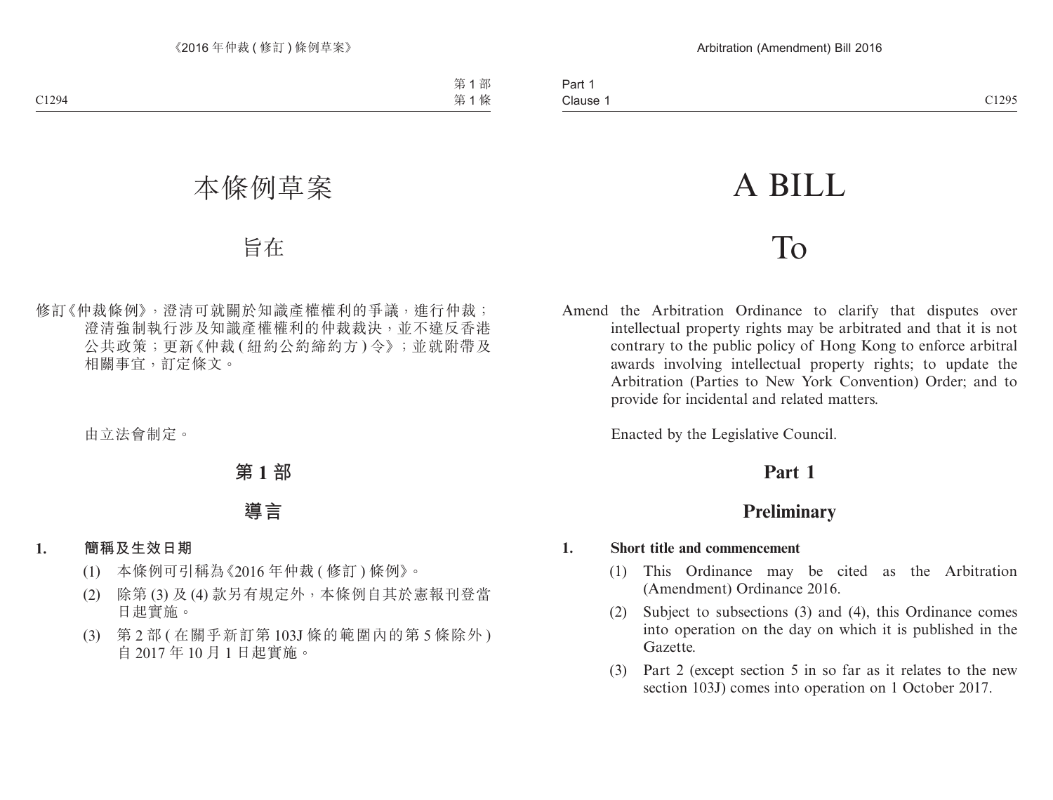# 本條例草案

## 旨在

修訂《仲裁條例》，澄清可就關於知識產權權利的爭議，進行仲裁；澄清強制執行涉及知識產權權利的仲裁裁決，並不違反香港公共政策；更新《仲裁 (紐約公約締約方) 令》；並就附帶及相關事宜，訂定條文。

由立法會制定。

## 第 1 部

## 導言

**1. 簡稱及生效日期**

(1) 本條例可引稱為《2016 年仲裁 (修訂) 條例》。

(2) 除第 (3) 及 (4) 款另有規定外，本條例自其於憲報刊登當日起實施。

(3) 第 2 部 (在關乎新訂第 103J 條的範圍內的第 5 條除外) 自 2017 年 10 月 1 日起實施。

# A BILL

## To

Amend the Arbitration Ordinance to clarify that disputes over intellectual property rights may be arbitrated and that it is not contrary to the public policy of Hong Kong to enforce arbitral awards involving intellectual property rights; to update the Arbitration (Parties to New York Convention) Order; and to provide for incidental and related matters.

Enacted by the Legislative Council.

## Part 1

## Preliminary

**1. Short title and commencement**

(1) This Ordinance may be cited as the Arbitration (Amendment) Ordinance 2016.

(2) Subject to subsections (3) and (4), this Ordinance comes into operation on the day on which it is published in the Gazette.

(3) Part 2 (except section 5 in so far as it relates to the new section 103J) comes into operation on 1 October 2017.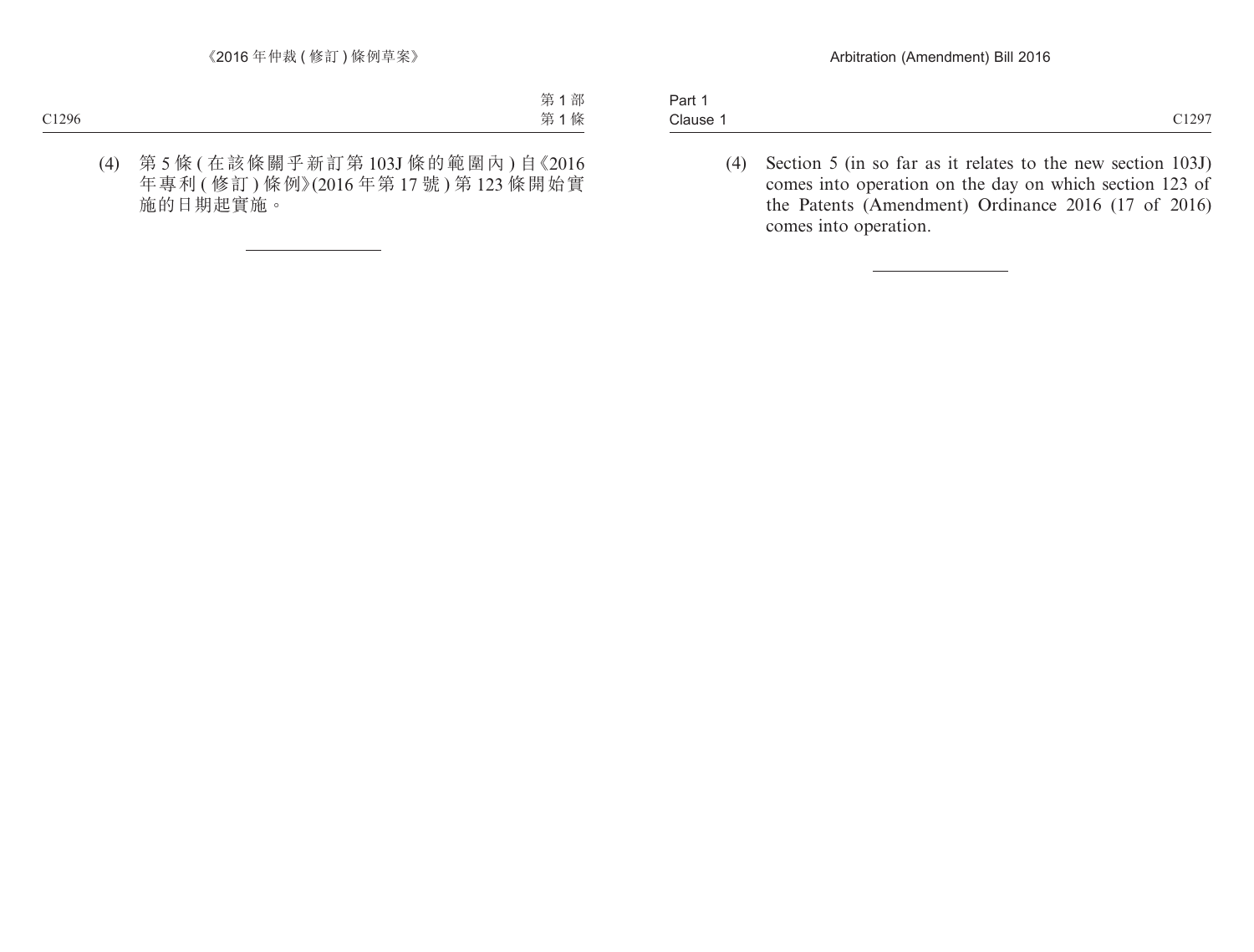(4) 第 5 條 (在該條關乎新訂第 103J 條的範圍內) 自《2016 年專利 (修訂) 條例》(2016 年第 17 號) 第 123 條開始實施的日期起實施。

(4) Section 5 (in so far as it relates to the new section 103J) comes into operation on the day on which section 123 of the Patents (Amendment) Ordinance 2016 (17 of 2016) comes into operation.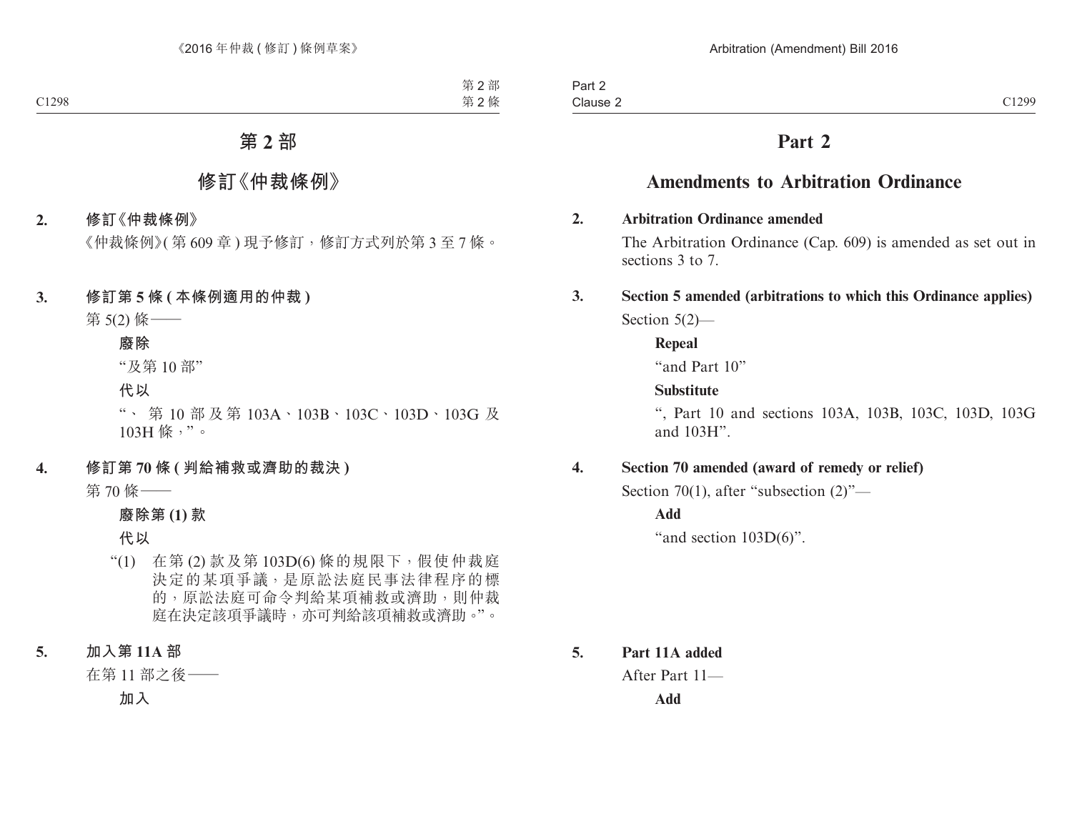# 第 2 部

## 修訂《仲裁條例》

**2. 修訂《仲裁條例》**

《仲裁條例》(第 609 章) 現予修訂，修訂方式列於第 3 至 7 條。

**3. 修訂第 5 條 (本條例適用的仲裁)**

第 5(2) 條——

**廢除**

“及第 10 部”

**代以**

“、第 10 部及第 103A、103B、103C、103D、103G 及 103H 條，”。

**4. 修訂第 70 條 (判給補救或濟助的裁決)**

第 70 條——

**廢除第 (1) 款**

**代以**

“(1) 在第 (2) 款及第 103D(6) 條的規限下，假使仲裁庭決定的某項爭議，是原訟法庭民事法律程序的標的，原訟法庭可命令判給某項補救或濟助，則仲裁庭在決定該項爭議時，亦可判給該項補救或濟助。”。

**5. 加入第 11A 部**

在第 11 部之後——

**加入**

# Part 2

## Amendments to Arbitration Ordinance

**2. Arbitration Ordinance amended**

The Arbitration Ordinance (Cap. 609) is amended as set out in sections 3 to 7.

**3. Section 5 amended (arbitrations to which this Ordinance applies)**

Section 5(2)—

**Repeal**

“and Part 10”

**Substitute**

“, Part 10 and sections 103A, 103B, 103C, 103D, 103G and 103H”.

**4. Section 70 amended (award of remedy or relief)**

Section 70(1), after “subsection (2)”—

**Add**

“and section 103D(6)”.

**5. Part 11A added**

After Part 11—

**Add**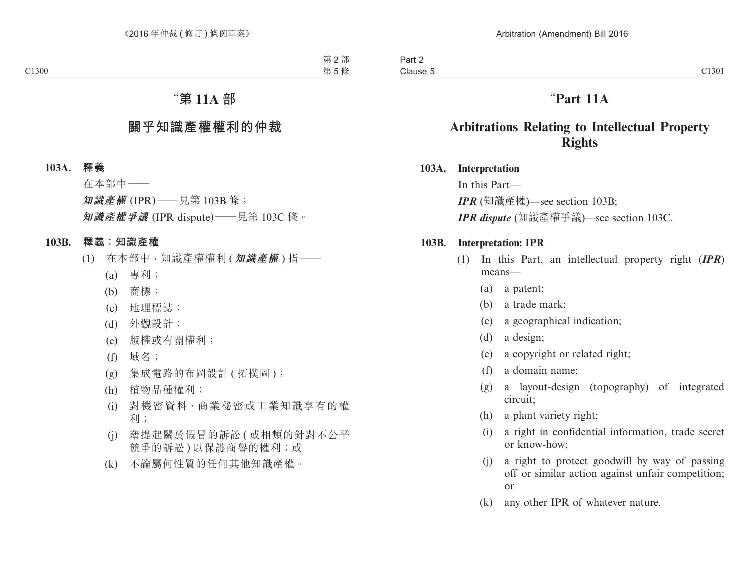# “第 11A 部

## 關乎知識產權權利的仲裁

### 103A. 釋義

在本部中——

***知識產權*** (IPR)——見第 103B 條；

***知識產權爭議*** (IPR dispute)——見第 103C 條。

### 103B. 釋義：知識產權

(1) 在本部中，知識產權權利 (***知識產權***) 指——

(a) 專利；

(b) 商標；

(c) 地理標誌；

(d) 外觀設計；

(e) 版權或有關權利；

(f) 域名；

(g) 集成電路的布圖設計 (拓樸圖)；

(h) 植物品種權利；

(i) 對機密資料、商業秘密或工業知識享有的權利；

(j) 藉提起關於假冒的訴訟 (或相類的針對不公平競爭的訴訟) 以保護商譽的權利；或

(k) 不論屬何性質的任何其他知識產權。

# “Part 11A

## Arbitrations Relating to Intellectual Property Rights

### 103A. Interpretation

In this Part—

***IPR*** (知識產權)—see section 103B;

***IPR dispute*** (知識產權爭議)—see section 103C.

### 103B. Interpretation: IPR

(1) In this Part, an intellectual property right (***IPR***) means—

(a) a patent;

(b) a trade mark;

(c) a geographical indication;

(d) a design;

(e) a copyright or related right;

(f) a domain name;

(g) a layout-design (topography) of integrated circuit;

(h) a plant variety right;

(i) a right in confidential information, trade secret or know-how;

(j) a right to protect goodwill by way of passing off or similar action against unfair competition; or

(k) any other IPR of whatever nature.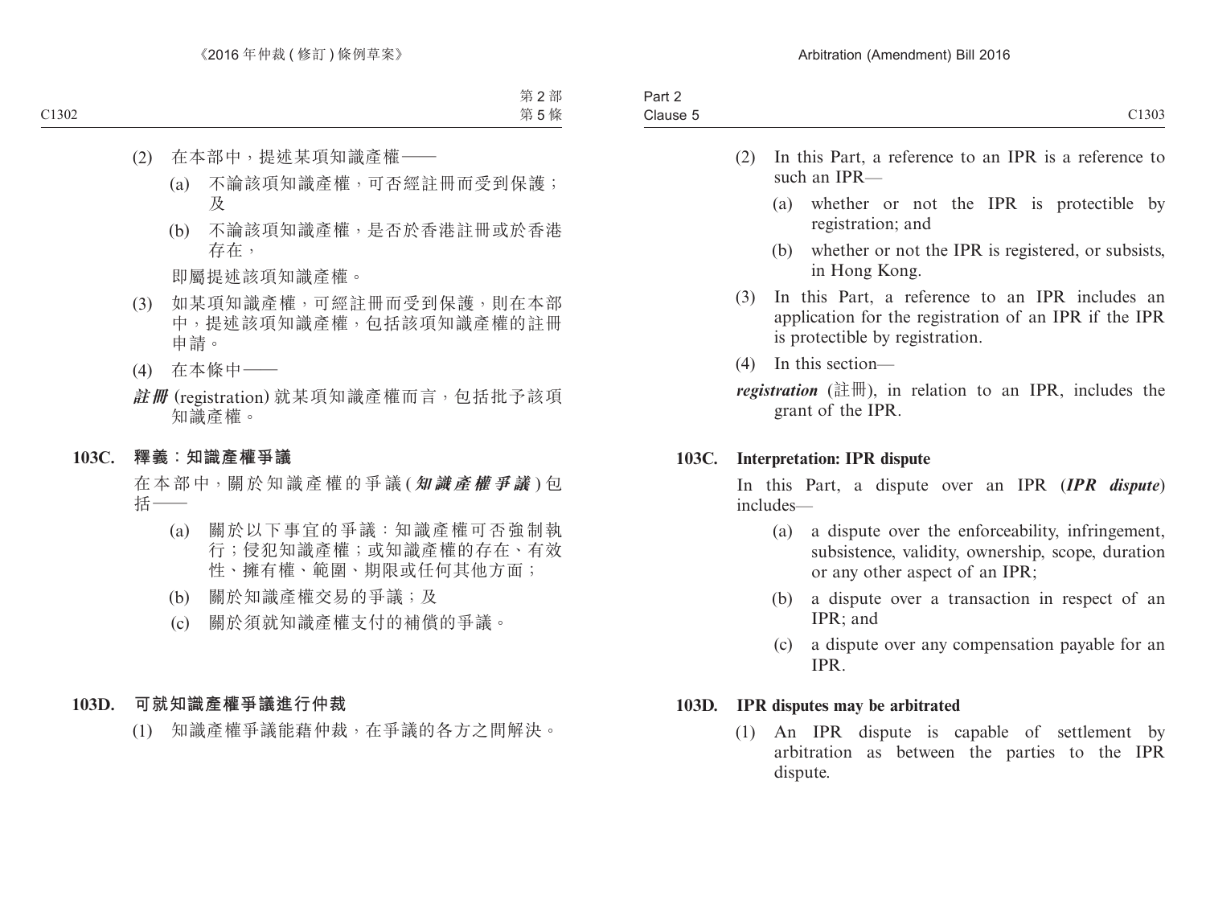(2) 在本部中，提述某項知識產權——

(a) 不論該項知識產權，可否經註冊而受到保護；及

(b) 不論該項知識產權，是否於香港註冊或於香港存在，

即屬提述該項知識產權。

(3) 如某項知識產權，可經註冊而受到保護，則在本部中，提述該項知識產權，包括該項知識產權的註冊申請。

(4) 在本條中——

***註冊*** (registration) 就某項知識產權而言，包括批予該項知識產權。

**103C. 釋義：知識產權爭議**

在本部中，關於知識產權的爭議 (***知識產權爭議***) 包括——

(a) 關於以下事宜的爭議：知識產權可否強制執行；侵犯知識產權；或知識產權的存在、有效性、擁有權、範圍、期限或任何其他方面；

(b) 關於知識產權交易的爭議；及

(c) 關於須就知識產權支付的補償的爭議。

**103D. 可就知識產權爭議進行仲裁**

(1) 知識產權爭議能藉仲裁，在爭議的各方之間解決。

(2) In this Part, a reference to an IPR is a reference to such an IPR—

(a) whether or not the IPR is protectible by registration; and

(b) whether or not the IPR is registered, or subsists, in Hong Kong.

(3) In this Part, a reference to an IPR includes an application for the registration of an IPR if the IPR is protectible by registration.

(4) In this section—

***registration*** (註冊), in relation to an IPR, includes the grant of the IPR.

**103C. Interpretation: IPR dispute**

In this Part, a dispute over an IPR (***IPR dispute***) includes—

(a) a dispute over the enforceability, infringement, subsistence, validity, ownership, scope, duration or any other aspect of an IPR;

(b) a dispute over a transaction in respect of an IPR; and

(c) a dispute over any compensation payable for an IPR.

**103D. IPR disputes may be arbitrated**

(1) An IPR dispute is capable of settlement by arbitration as between the parties to the IPR dispute.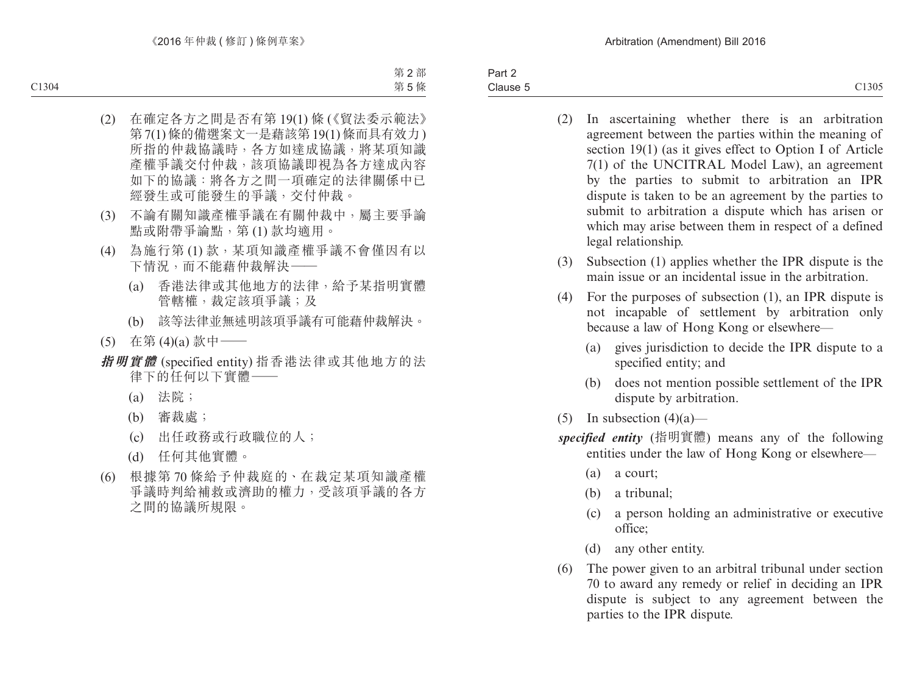(2) 在確定各方之間是否有第 19(1) 條 (《貿法委示範法》第 7(1) 條的備選案文一是藉該第 19(1) 條而具有效力) 所指的仲裁協議時，各方如達成協議，將某項知識產權爭議交付仲裁，該項協議即視為各方達成內容如下的協議：將各方之間一項確定的法律關係中已經發生或可能發生的爭議，交付仲裁。

(3) 不論有關知識產權爭議在有關仲裁中，屬主要爭論點或附帶爭論點，第 (1) 款均適用。

(4) 為施行第 (1) 款，某項知識產權爭議不會僅因有以下情況，而不能藉仲裁解決——

  (a) 香港法律或其他地方的法律，給予某指明實體管轄權，裁定該項爭議；及

  (b) 該等法律並無述明該項爭議有可能藉仲裁解決。

(5) 在第 (4)(a) 款中——

***指明實體*** (specified entity) 指香港法律或其他地方的法律下的任何以下實體——

  (a) 法院；

  (b) 審裁處；

  (c) 出任政務或行政職位的人；

  (d) 任何其他實體。

(6) 根據第 70 條給予仲裁庭的、在裁定某項知識產權爭議時判給補救或濟助的權力，受該項爭議的各方之間的協議所規限。

(2) In ascertaining whether there is an arbitration agreement between the parties within the meaning of section 19(1) (as it gives effect to Option I of Article 7(1) of the UNCITRAL Model Law), an agreement by the parties to submit to arbitration an IPR dispute is taken to be an agreement by the parties to submit to arbitration a dispute which has arisen or which may arise between them in respect of a defined legal relationship.

(3) Subsection (1) applies whether the IPR dispute is the main issue or an incidental issue in the arbitration.

(4) For the purposes of subsection (1), an IPR dispute is not incapable of settlement by arbitration only because a law of Hong Kong or elsewhere—

  (a) gives jurisdiction to decide the IPR dispute to a specified entity; and

  (b) does not mention possible settlement of the IPR dispute by arbitration.

(5) In subsection (4)(a)—

***specified entity*** (指明實體) means any of the following entities under the law of Hong Kong or elsewhere—

  (a) a court;

  (b) a tribunal;

  (c) a person holding an administrative or executive office;

  (d) any other entity.

(6) The power given to an arbitral tribunal under section 70 to award any remedy or relief in deciding an IPR dispute is subject to any agreement between the parties to the IPR dispute.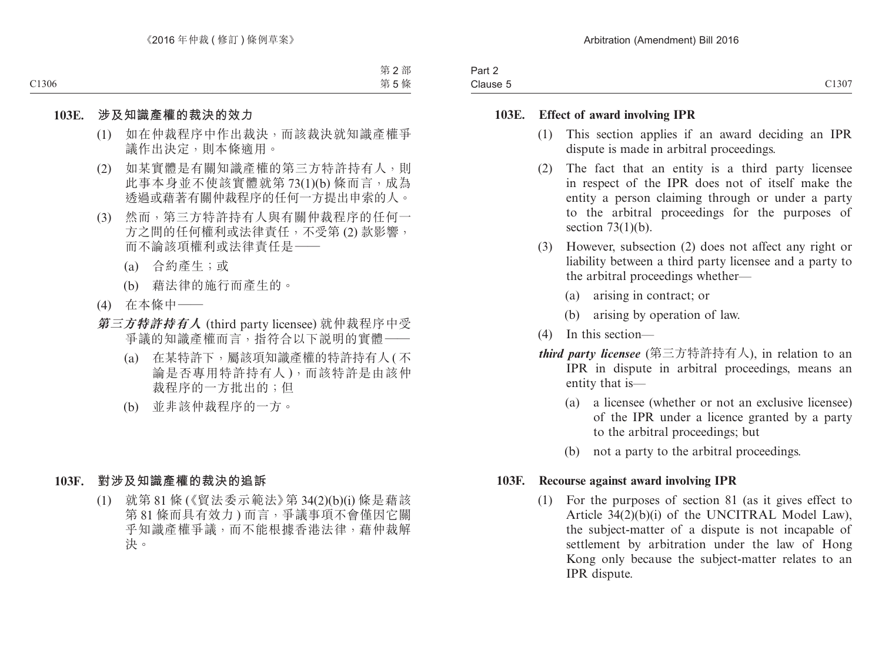**103E. 涉及知識產權的裁決的效力**

(1) 如在仲裁程序中作出裁決，而該裁決就知識產權爭議作出決定，則本條適用。

(2) 如某實體是有關知識產權的第三方特許持有人，則此事本身並不使該實體就第 73(1)(b) 條而言，成為透過或藉著有關仲裁程序的任何一方提出申索的人。

(3) 然而，第三方特許持有人與有關仲裁程序的任何一方之間的任何權利或法律責任，不受第 (2) 款影響，而不論該項權利或法律責任是——

(a) 合約產生；或

(b) 藉法律的施行而產生的。

(4) 在本條中——

***第三方特許持有人*** (third party licensee) 就仲裁程序中受爭議的知識產權而言，指符合以下說明的實體——

(a) 在某特許下，屬該項知識產權的特許持有人 (不論是否專用特許持有人)，而該特許是由該仲裁程序的一方批出的；但

(b) 並非該仲裁程序的一方。

**103F. 對涉及知識產權的裁決的追訴**

(1) 就第 81 條 (《貿法委示範法》第 34(2)(b)(i) 條是藉該第 81 條而具有效力) 而言，爭議事項不會僅因它關乎知識產權爭議，而不能根據香港法律，藉仲裁解決。

**103E. Effect of award involving IPR**

(1) This section applies if an award deciding an IPR dispute is made in arbitral proceedings.

(2) The fact that an entity is a third party licensee in respect of the IPR does not of itself make the entity a person claiming through or under a party to the arbitral proceedings for the purposes of section 73(1)(b).

(3) However, subsection (2) does not affect any right or liability between a third party licensee and a party to the arbitral proceedings whether—

(a) arising in contract; or

(b) arising by operation of law.

(4) In this section—

***third party licensee*** (第三方特許持有人), in relation to an IPR in dispute in arbitral proceedings, means an entity that is—

(a) a licensee (whether or not an exclusive licensee) of the IPR under a licence granted by a party to the arbitral proceedings; but

(b) not a party to the arbitral proceedings.

**103F. Recourse against award involving IPR**

(1) For the purposes of section 81 (as it gives effect to Article 34(2)(b)(i) of the UNCITRAL Model Law), the subject-matter of a dispute is not incapable of settlement by arbitration under the law of Hong Kong only because the subject-matter relates to an IPR dispute.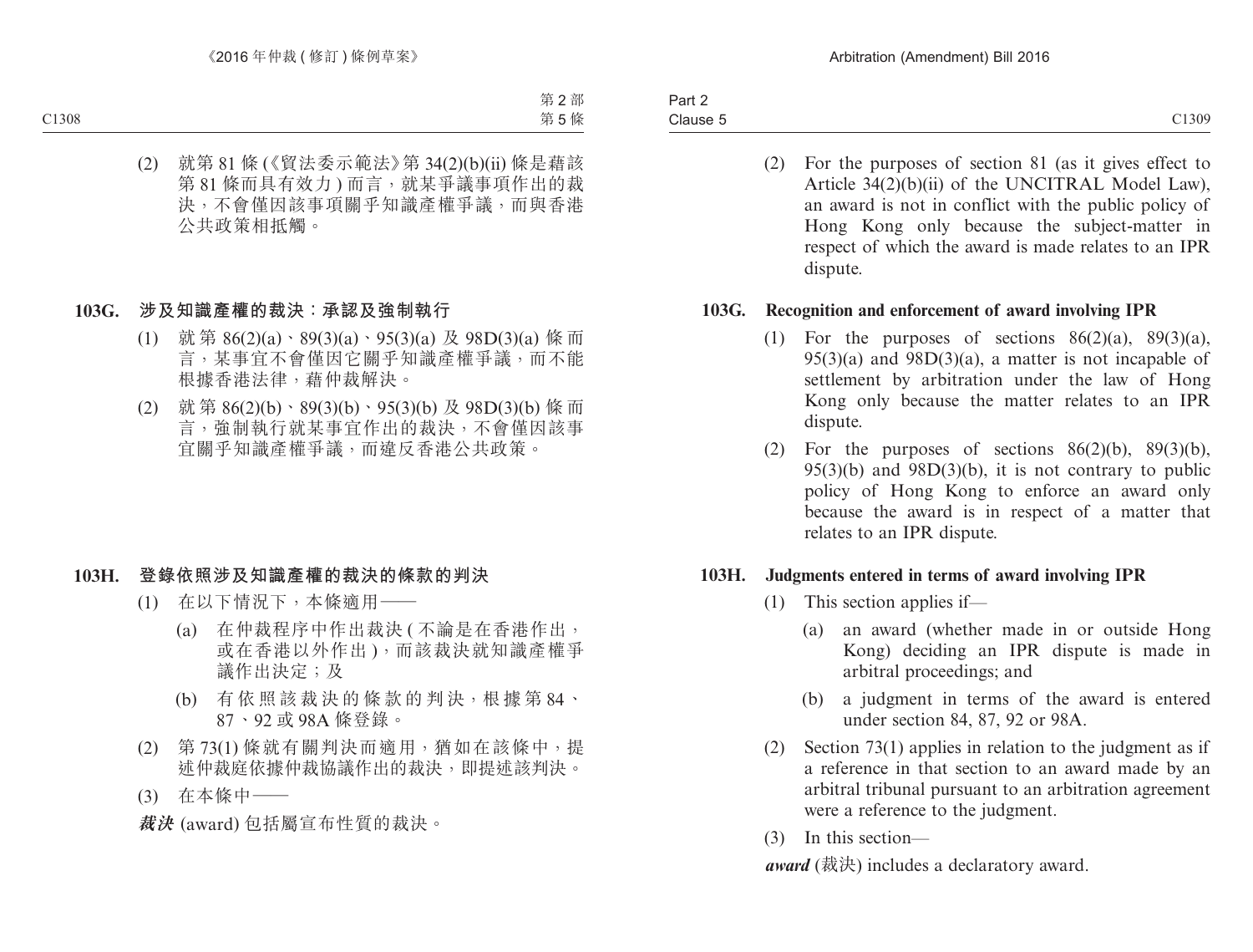(2) 就第 81 條 (《貿法委示範法》第 34(2)(b)(ii) 條是藉該第 81 條而具有效力 ) 而言，就某爭議事項作出的裁決，不會僅因該事項關乎知識產權爭議，而與香港公共政策相抵觸。

### 103G. 涉及知識產權的裁決：承認及強制執行

(1) 就第 86(2)(a)、89(3)(a)、95(3)(a) 及 98D(3)(a) 條而言，某事宜不會僅因它關乎知識產權爭議，而不能根據香港法律，藉仲裁解決。

(2) 就第 86(2)(b)、89(3)(b)、95(3)(b) 及 98D(3)(b) 條而言，強制執行就某事宜作出的裁決，不會僅因該事宜關乎知識產權爭議，而違反香港公共政策。

### 103H. 登錄依照涉及知識產權的裁決的條款的判決

(1) 在以下情況下，本條適用——

(a) 在仲裁程序中作出裁決 (不論是在香港作出，或在香港以外作出)，而該裁決就知識產權爭議作出決定；及

(b) 有依照該裁決的條款的判決，根據第 84、87、92 或 98A 條登錄。

(2) 第 73(1) 條就有關判決而適用，猶如在該條中，提述仲裁庭依據仲裁協議作出的裁決，即提述該判決。

(3) 在本條中——

***裁決*** (award) 包括屬宣布性質的裁決。

(2) For the purposes of section 81 (as it gives effect to Article 34(2)(b)(ii) of the UNCITRAL Model Law), an award is not in conflict with the public policy of Hong Kong only because the subject-matter in respect of which the award is made relates to an IPR dispute.

### 103G. Recognition and enforcement of award involving IPR

(1) For the purposes of sections 86(2)(a), 89(3)(a), 95(3)(a) and 98D(3)(a), a matter is not incapable of settlement by arbitration under the law of Hong Kong only because the matter relates to an IPR dispute.

(2) For the purposes of sections 86(2)(b), 89(3)(b), 95(3)(b) and 98D(3)(b), it is not contrary to public policy of Hong Kong to enforce an award only because the award is in respect of a matter that relates to an IPR dispute.

### 103H. Judgments entered in terms of award involving IPR

(1) This section applies if—

(a) an award (whether made in or outside Hong Kong) deciding an IPR dispute is made in arbitral proceedings; and

(b) a judgment in terms of the award is entered under section 84, 87, 92 or 98A.

(2) Section 73(1) applies in relation to the judgment as if a reference in that section to an award made by an arbitral tribunal pursuant to an arbitration agreement were a reference to the judgment.

(3) In this section—

***award*** (裁決) includes a declaratory award.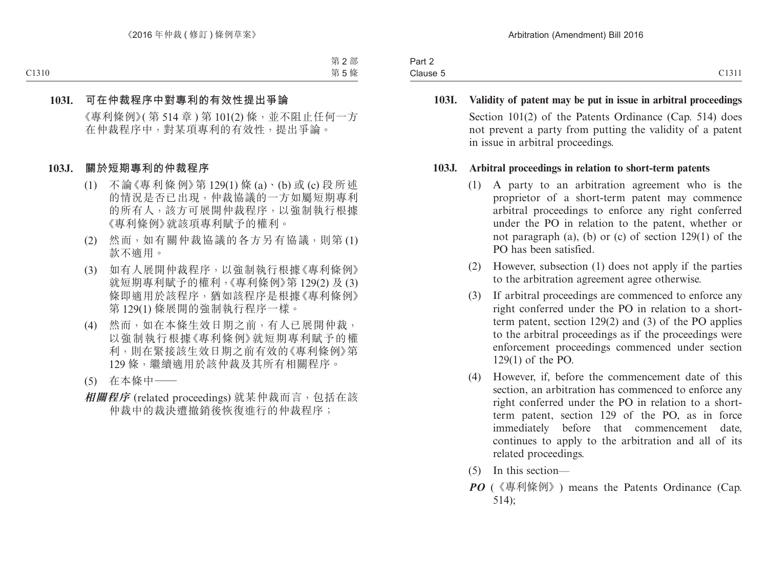**103I. 可在仲裁程序中對專利的有效性提出爭論**

《專利條例》(第 514 章) 第 101(2) 條，並不阻止任何一方在仲裁程序中，對某項專利的有效性，提出爭論。

**103J. 關於短期專利的仲裁程序**

(1) 不論《專利條例》第 129(1) 條 (a)、(b) 或 (c) 段所述的情況是否已出現，仲裁協議的一方如屬短期專利的所有人，該方可展開仲裁程序，以強制執行根據《專利條例》就該項專利賦予的權利。

(2) 然而，如有關仲裁協議的各方另有協議，則第 (1) 款不適用。

(3) 如有人展開仲裁程序，以強制執行根據《專利條例》就短期專利賦予的權利，《專利條例》第 129(2) 及 (3) 條即適用於該程序，猶如該程序是根據《專利條例》第 129(1) 條展開的強制執行程序一樣。

(4) 然而，如在本條生效日期之前，有人已展開仲裁，以強制執行根據《專利條例》就短期專利賦予的權利，則在緊接該生效日期之前有效的《專利條例》第 129 條，繼續適用於該仲裁及其所有相關程序。

(5) 在本條中——

***相關程序*** (related proceedings) 就某仲裁而言，包括在該仲裁中的裁決遭撤銷後恢復進行的仲裁程序；

**103I. Validity of patent may be put in issue in arbitral proceedings**

Section 101(2) of the Patents Ordinance (Cap. 514) does not prevent a party from putting the validity of a patent in issue in arbitral proceedings.

**103J. Arbitral proceedings in relation to short-term patents**

(1) A party to an arbitration agreement who is the proprietor of a short-term patent may commence arbitral proceedings to enforce any right conferred under the PO in relation to the patent, whether or not paragraph (a), (b) or (c) of section 129(1) of the PO has been satisfied.

(2) However, subsection (1) does not apply if the parties to the arbitration agreement agree otherwise.

(3) If arbitral proceedings are commenced to enforce any right conferred under the PO in relation to a short-term patent, section 129(2) and (3) of the PO applies to the arbitral proceedings as if the proceedings were enforcement proceedings commenced under section 129(1) of the PO.

(4) However, if, before the commencement date of this section, an arbitration has commenced to enforce any right conferred under the PO in relation to a short-term patent, section 129 of the PO, as in force immediately before that commencement date, continues to apply to the arbitration and all of its related proceedings.

(5) In this section—

***PO*** (《專利條例》) means the Patents Ordinance (Cap. 514);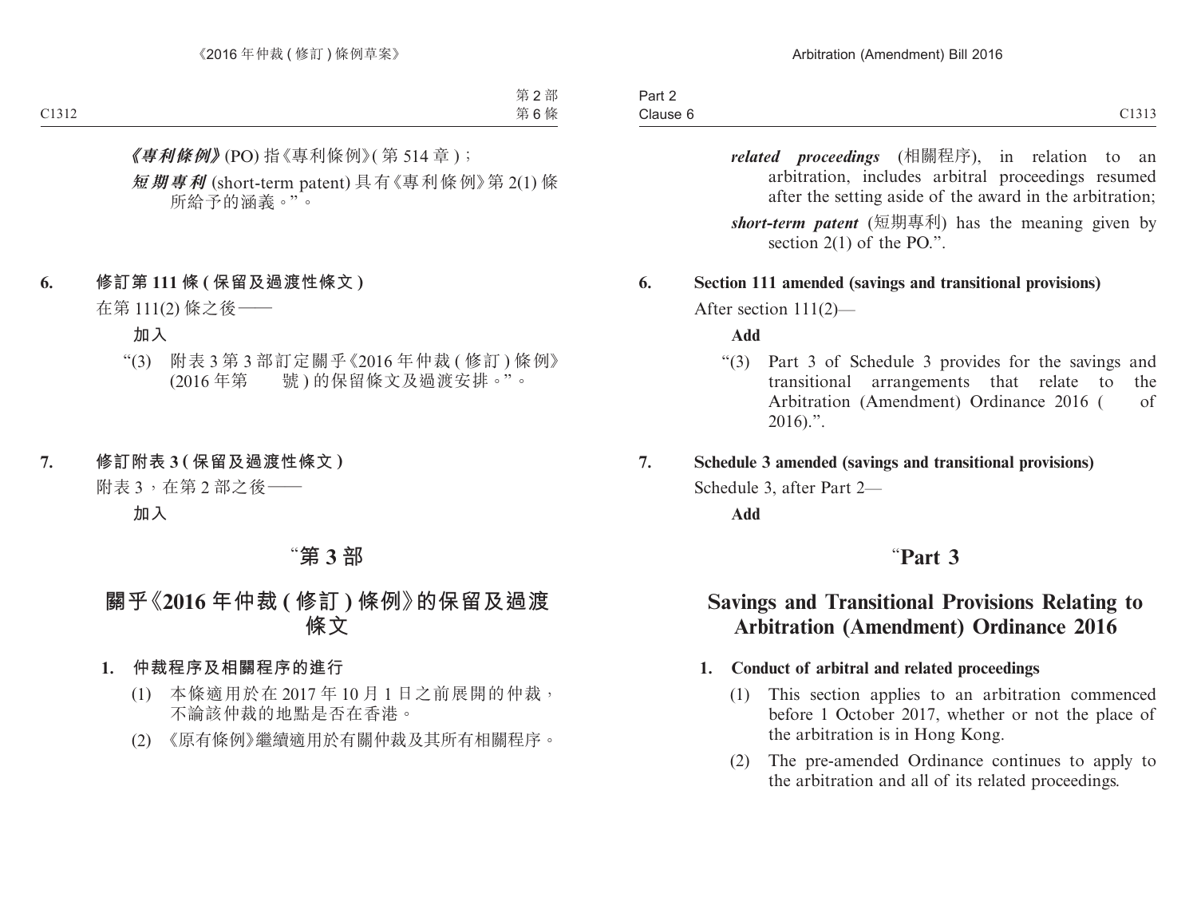***《專利條例》*** (PO) 指《專利條例》(第 514 章)；

***短期專利*** (short-term patent) 具有《專利條例》第 2(1) 條所給予的涵義。”。

**6. 修訂第 111 條 (保留及過渡性條文)**

在第 111(2) 條之後——

**加入**

“(3) 附表 3 第 3 部訂定關乎《2016 年仲裁 (修訂) 條例》(2016 年第　　號) 的保留條文及過渡安排。”。

**7. 修訂附表 3 (保留及過渡性條文)**

附表 3，在第 2 部之後——

**加入**

## “第 3 部

## 關乎《2016 年仲裁 (修訂) 條例》的保留及過渡條文

**1. 仲裁程序及相關程序的進行**

(1) 本條適用於在 2017 年 10 月 1 日之前展開的仲裁，不論該仲裁的地點是否在香港。

(2) 《原有條例》繼續適用於有關仲裁及其所有相關程序。

***related proceedings*** (相關程序), in relation to an arbitration, includes arbitral proceedings resumed after the setting aside of the award in the arbitration;

***short-term patent*** (短期專利) has the meaning given by section 2(1) of the PO.”.

**6. Section 111 amended (savings and transitional provisions)**

After section 111(2)—

**Add**

“(3) Part 3 of Schedule 3 provides for the savings and transitional arrangements that relate to the Arbitration (Amendment) Ordinance 2016 (　　of 2016).”.

**7. Schedule 3 amended (savings and transitional provisions)**

Schedule 3, after Part 2—

**Add**

## “Part 3

## Savings and Transitional Provisions Relating to Arbitration (Amendment) Ordinance 2016

**1. Conduct of arbitral and related proceedings**

(1) This section applies to an arbitration commenced before 1 October 2017, whether or not the place of the arbitration is in Hong Kong.

(2) The pre-amended Ordinance continues to apply to the arbitration and all of its related proceedings.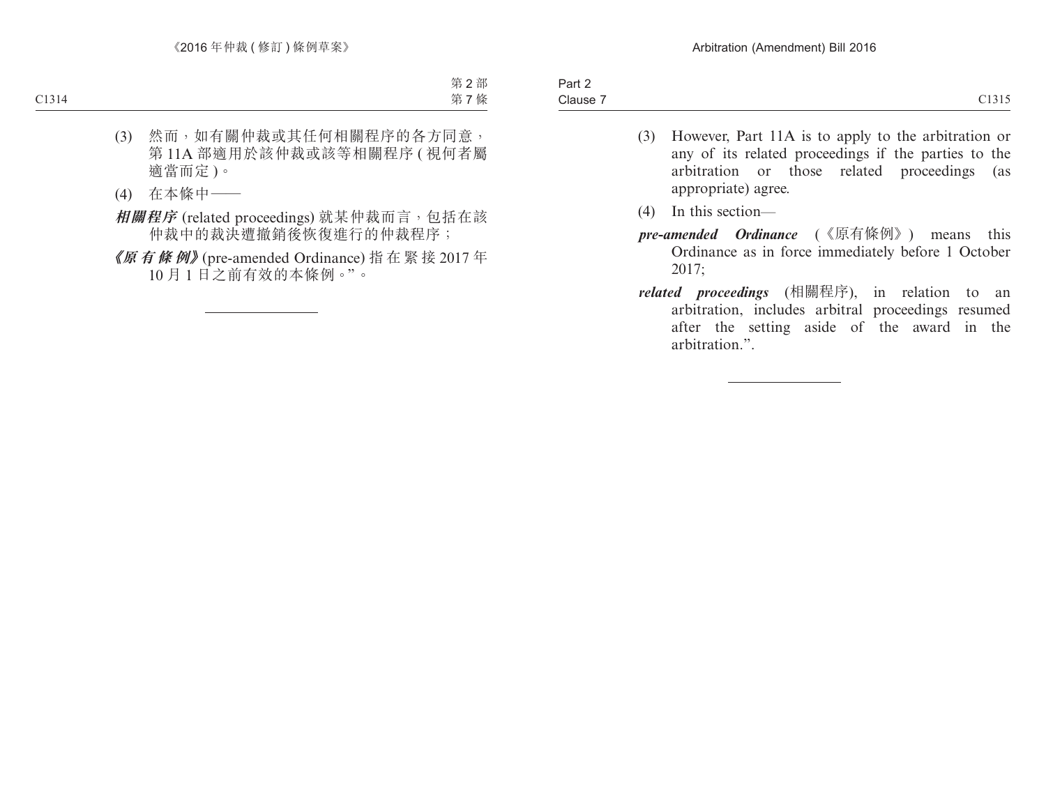(3) 然而，如有關仲裁或其任何相關程序的各方同意，第 11A 部適用於該仲裁或該等相關程序 ( 視何者屬適當而定 )。

(4) 在本條中——

***相關程序*** (related proceedings) 就某仲裁而言，包括在該仲裁中的裁決遭撤銷後恢復進行的仲裁程序；

***《原有條例》*** (pre-amended Ordinance) 指在緊接 2017 年 10 月 1 日之前有效的本條例。”。

---

(3) However, Part 11A is to apply to the arbitration or any of its related proceedings if the parties to the arbitration or those related proceedings (as appropriate) agree.

(4) In this section—

***pre-amended Ordinance*** (《原有條例》) means this Ordinance as in force immediately before 1 October 2017;

***related proceedings*** (相關程序), in relation to an arbitration, includes arbitral proceedings resumed after the setting aside of the award in the arbitration.”.

---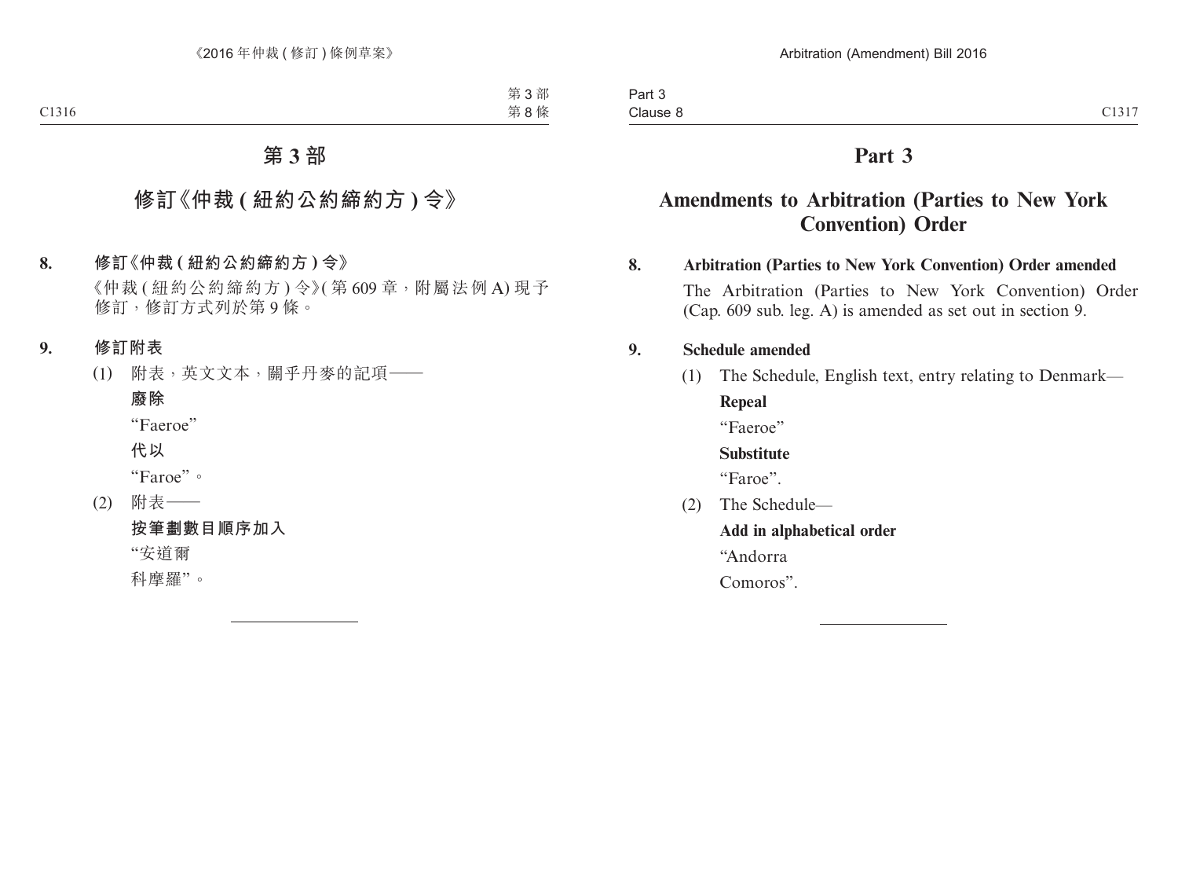# 第 3 部

## 修訂《仲裁 ( 紐約公約締約方 ) 令》

**8. 修訂《仲裁 ( 紐約公約締約方 ) 令》**

《仲裁 ( 紐約公約締約方 ) 令》( 第 609 章，附屬法例 A) 現予修訂，修訂方式列於第 9 條。

**9. 修訂附表**

(1) 附表，英文文本，關乎丹麥的記項——

**廢除**

"Faeroe"

**代以**

"Faroe"。

(2) 附表——

**按筆劃數目順序加入**

"安道爾

科摩羅"。

---

# Part 3

## Amendments to Arbitration (Parties to New York Convention) Order

**8. Arbitration (Parties to New York Convention) Order amended**

The Arbitration (Parties to New York Convention) Order (Cap. 609 sub. leg. A) is amended as set out in section 9.

**9. Schedule amended**

(1) The Schedule, English text, entry relating to Denmark—

**Repeal**

"Faeroe"

**Substitute**

"Faroe".

(2) The Schedule—

**Add in alphabetical order**

"Andorra

Comoros".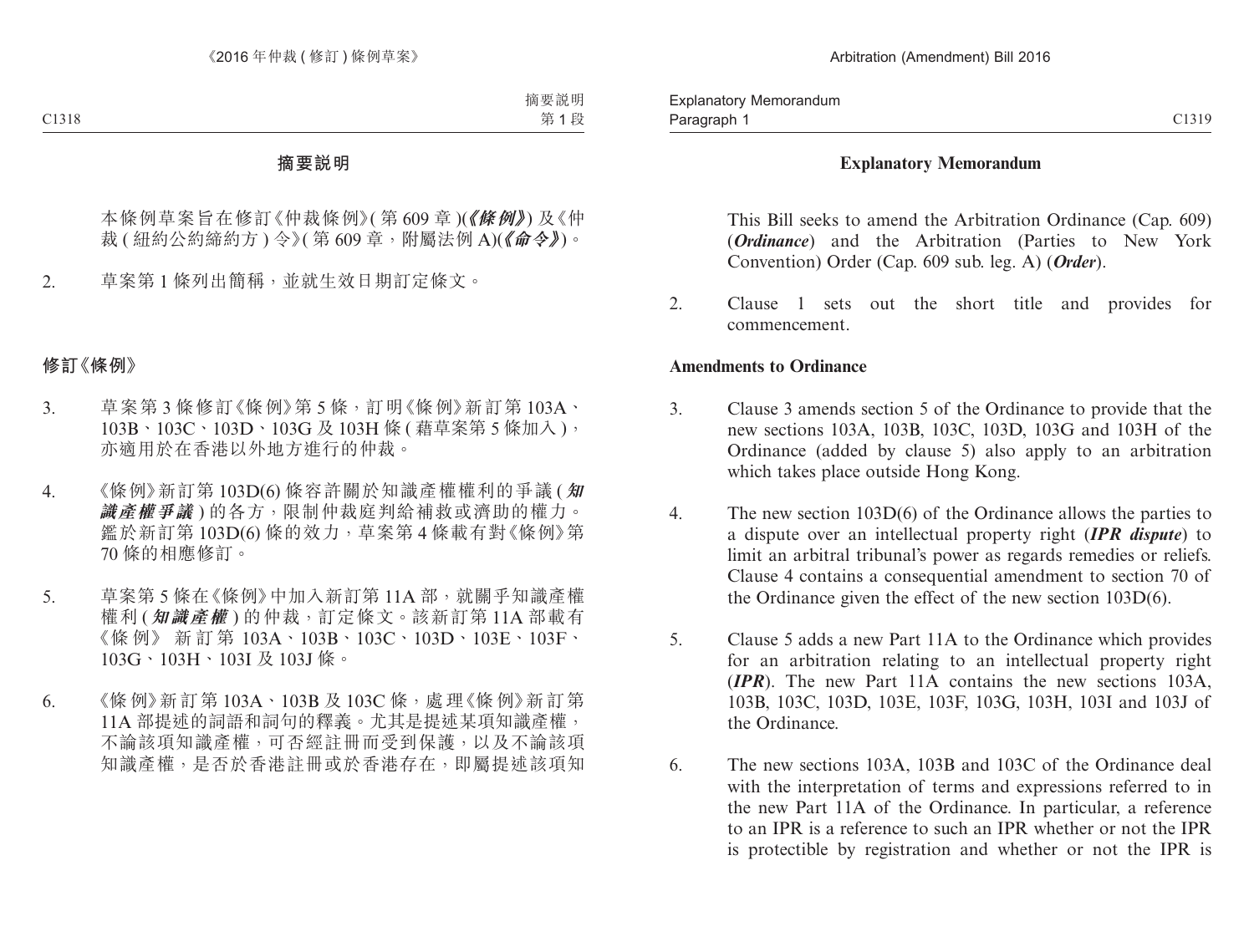# 摘要說明

本條例草案旨在修訂《仲裁條例》(第 609 章)(***《條例》***) 及《仲裁 (紐約公約締約方) 令》(第 609 章，附屬法例 A)(***《命令》***)。

2. 草案第 1 條列出簡稱，並就生效日期訂定條文。

## 修訂《條例》

3. 草案第 3 條修訂《條例》第 5 條，訂明《條例》新訂第 103A、103B、103C、103D、103G 及 103H 條 (藉草案第 5 條加入)，亦適用於在香港以外地方進行的仲裁。

4. 《條例》新訂第 103D(6) 條容許關於知識產權權利的爭議 (***知識產權爭議***) 的各方，限制仲裁庭判給補救或濟助的權力。鑑於新訂第 103D(6) 條的效力，草案第 4 條載有對《條例》第 70 條的相應修訂。

5. 草案第 5 條在《條例》中加入新訂第 11A 部，就關乎知識產權權利 (***知識產權***) 的仲裁，訂定條文。該新訂第 11A 部載有《條例》 新訂第 103A、103B、103C、103D、103E、103F、103G、103H、103I 及 103J 條。

6. 《條例》新訂第 103A、103B 及 103C 條，處理《條例》新訂第 11A 部提述的詞語和詞句的釋義。尤其是提述某項知識產權，不論該項知識產權，可否經註冊而受到保護，以及不論該項知識產權，是否於香港註冊或於香港存在，即屬提述該項知

# Explanatory Memorandum

This Bill seeks to amend the Arbitration Ordinance (Cap. 609) (***Ordinance***) and the Arbitration (Parties to New York Convention) Order (Cap. 609 sub. leg. A) (***Order***).

2. Clause 1 sets out the short title and provides for commencement.

## Amendments to Ordinance

3. Clause 3 amends section 5 of the Ordinance to provide that the new sections 103A, 103B, 103C, 103D, 103G and 103H of the Ordinance (added by clause 5) also apply to an arbitration which takes place outside Hong Kong.

4. The new section 103D(6) of the Ordinance allows the parties to a dispute over an intellectual property right (***IPR dispute***) to limit an arbitral tribunal's power as regards remedies or reliefs. Clause 4 contains a consequential amendment to section 70 of the Ordinance given the effect of the new section 103D(6).

5. Clause 5 adds a new Part 11A to the Ordinance which provides for an arbitration relating to an intellectual property right (***IPR***). The new Part 11A contains the new sections 103A, 103B, 103C, 103D, 103E, 103F, 103G, 103H, 103I and 103J of the Ordinance.

6. The new sections 103A, 103B and 103C of the Ordinance deal with the interpretation of terms and expressions referred to in the new Part 11A of the Ordinance. In particular, a reference to an IPR is a reference to such an IPR whether or not the IPR is protectible by registration and whether or not the IPR is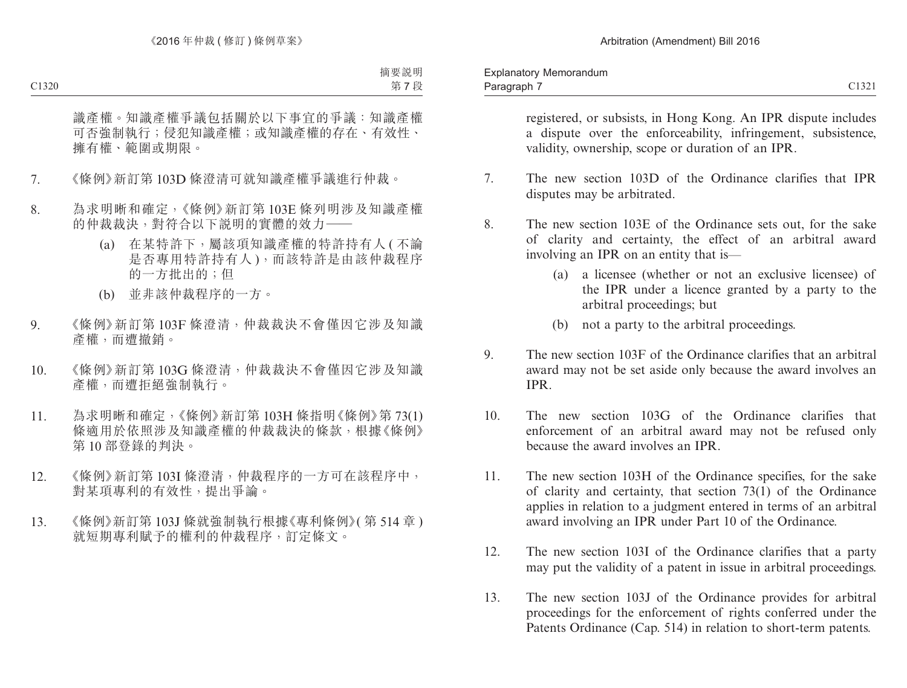識產權。知識產權爭議包括關於以下事宜的爭議：知識產權可否強制執行；侵犯知識產權；或知識產權的存在、有效性、擁有權、範圍或期限。

7. 《條例》新訂第 103D 條澄清可就知識產權爭議進行仲裁。

8. 為求明晰和確定，《條例》新訂第 103E 條列明涉及知識產權的仲裁裁決，對符合以下說明的實體的效力——

   (a) 在某特許下，屬該項知識產權的特許持有人 ( 不論是否專用特許持有人 )，而該特許是由該仲裁程序的一方批出的；但

   (b) 並非該仲裁程序的一方。

9. 《條例》新訂第 103F 條澄清，仲裁裁決不會僅因它涉及知識產權，而遭撤銷。

10. 《條例》新訂第 103G 條澄清，仲裁裁決不會僅因它涉及知識產權，而遭拒絕強制執行。

11. 為求明晰和確定，《條例》新訂第 103H 條指明《條例》第 73(1) 條適用於依照涉及知識產權的仲裁裁決的條款，根據《條例》第 10 部登錄的判決。

12. 《條例》新訂第 103I 條澄清，仲裁程序的一方可在該程序中，對某項專利的有效性，提出爭論。

13. 《條例》新訂第 103J 條就強制執行根據《專利條例》( 第 514 章 ) 就短期專利賦予的權利的仲裁程序，訂定條文。

registered, or subsists, in Hong Kong. An IPR dispute includes a dispute over the enforceability, infringement, subsistence, validity, ownership, scope or duration of an IPR.

7. The new section 103D of the Ordinance clarifies that IPR disputes may be arbitrated.

8. The new section 103E of the Ordinance sets out, for the sake of clarity and certainty, the effect of an arbitral award involving an IPR on an entity that is—

   (a) a licensee (whether or not an exclusive licensee) of the IPR under a licence granted by a party to the arbitral proceedings; but

   (b) not a party to the arbitral proceedings.

9. The new section 103F of the Ordinance clarifies that an arbitral award may not be set aside only because the award involves an IPR.

10. The new section 103G of the Ordinance clarifies that enforcement of an arbitral award may not be refused only because the award involves an IPR.

11. The new section 103H of the Ordinance specifies, for the sake of clarity and certainty, that section 73(1) of the Ordinance applies in relation to a judgment entered in terms of an arbitral award involving an IPR under Part 10 of the Ordinance.

12. The new section 103I of the Ordinance clarifies that a party may put the validity of a patent in issue in arbitral proceedings.

13. The new section 103J of the Ordinance provides for arbitral proceedings for the enforcement of rights conferred under the Patents Ordinance (Cap. 514) in relation to short-term patents.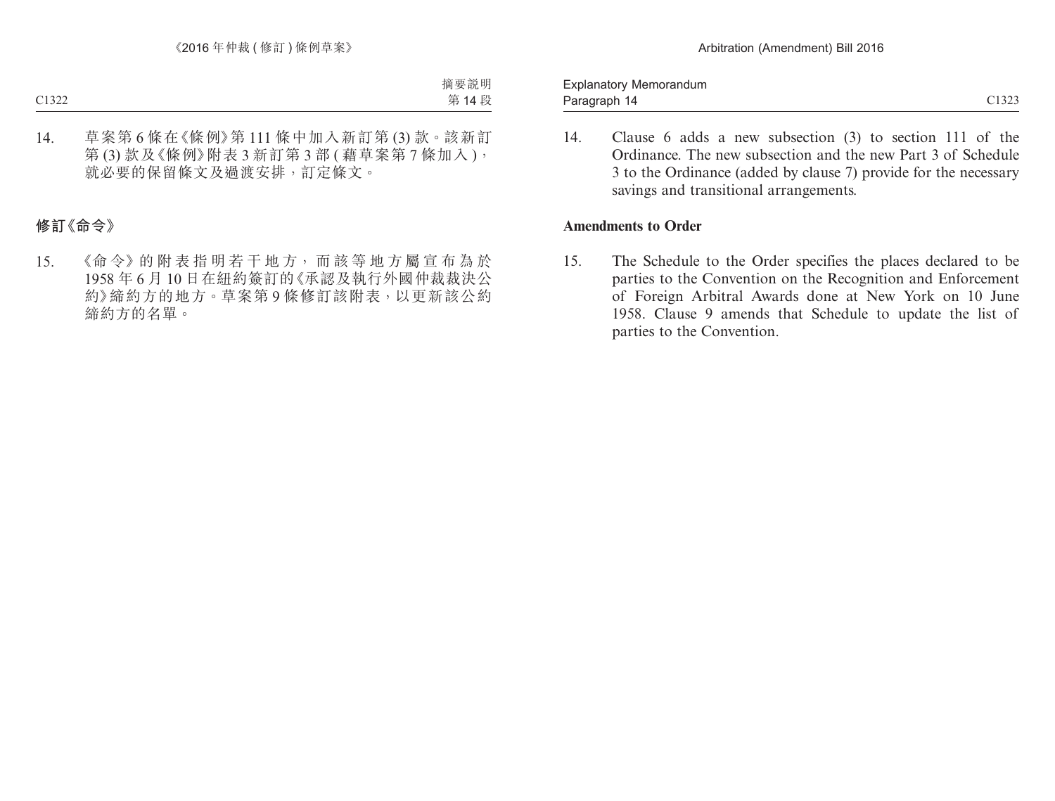14. 草案第 6 條在《條例》第 111 條中加入新訂第 (3) 款。該新訂第 (3) 款及《條例》附表 3 新訂第 3 部 (藉草案第 7 條加入)，就必要的保留條文及過渡安排，訂定條文。

## 修訂《命令》

15. 《命令》的附表指明若干地方，而該等地方屬宣布為於 1958 年 6 月 10 日在紐約簽訂的《承認及執行外國仲裁裁決公約》締約方的地方。草案第 9 條修訂該附表，以更新該公約締約方的名單。

14. Clause 6 adds a new subsection (3) to section 111 of the Ordinance. The new subsection and the new Part 3 of Schedule 3 to the Ordinance (added by clause 7) provide for the necessary savings and transitional arrangements.

## Amendments to Order

15. The Schedule to the Order specifies the places declared to be parties to the Convention on the Recognition and Enforcement of Foreign Arbitral Awards done at New York on 10 June 1958. Clause 9 amends that Schedule to update the list of parties to the Convention.